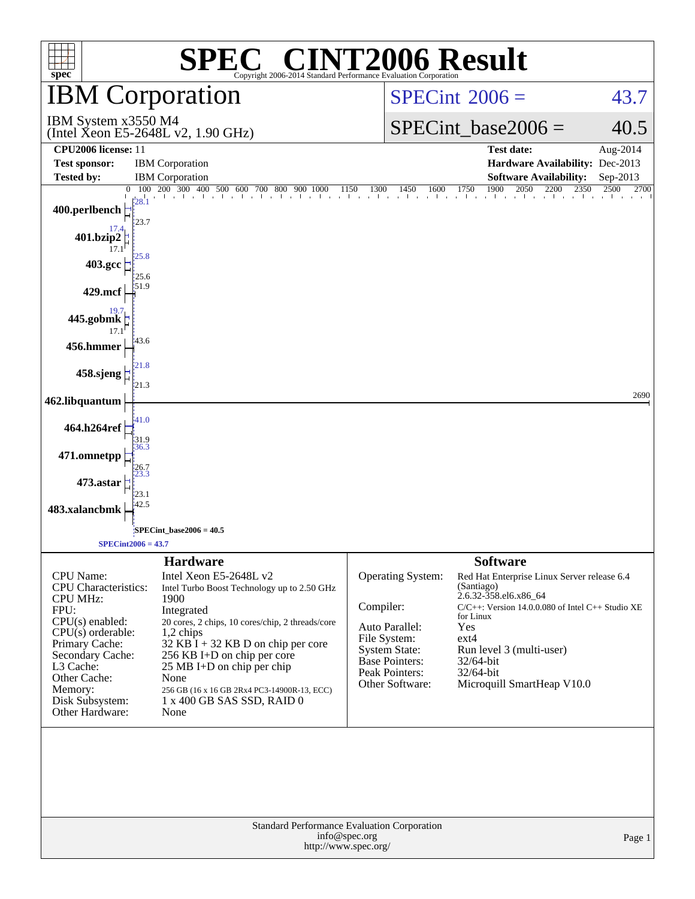# SPEC® CINT2006 Result

Copyright 2006-2014 Standard Performance Evaluation Corporation

## IBM Corporation

IBM System x3550 M4
(Intel Xeon E5-2648L v2, 1.90 GHz)

SPECint 2006 = 43.7

SPECint_base2006 = 40.5

| | | | |
|---|---|---|---|
| **CPU2006 license:** 11 | | **Test date:** | Aug-2014 |
| **Test sponsor:** | IBM Corporation | **Hardware Availability:** | Dec-2013 |
| **Tested by:** | IBM Corporation | **Software Availability:** | Sep-2013 |

| Benchmark | Peak | Base |
|---|---|---|
| 400.perlbench | 28.1 | 23.7 |
| 401.bzip2 | 17.4 | 17.1 |
| 403.gcc | 25.8 | 25.6 |
| 429.mcf | 51.9 | 51.9 |
| 445.gobmk | 19.7 | 17.1 |
| 456.hmmer | 43.6 | 43.6 |
| 458.sjeng | 21.8 | 21.3 |
| 462.libquantum | 2690 | 2690 |
| 464.h264ref | 41.0 | 31.9 |
| 471.omnetpp | 36.3 | 26.7 |
| 473.astar | 23.3 | 23.1 |
| 483.xalancbmk | 42.5 | 42.5 |

SPECint_base2006 = 40.5

SPECint2006 = 43.7

### Hardware

| | |
|---|---|
| CPU Name: | Intel Xeon E5-2648L v2 |
| CPU Characteristics: | Intel Turbo Boost Technology up to 2.50 GHz |
| CPU MHz: | 1900 |
| FPU: | Integrated |
| CPU(s) enabled: | 20 cores, 2 chips, 10 cores/chip, 2 threads/core |
| CPU(s) orderable: | 1,2 chips |
| Primary Cache: | 32 KB I + 32 KB D on chip per core |
| Secondary Cache: | 256 KB I+D on chip per core |
| L3 Cache: | 25 MB I+D on chip per chip |
| Other Cache: | None |
| Memory: | 256 GB (16 x 16 GB 2Rx4 PC3-14900R-13, ECC) |
| Disk Subsystem: | 1 x 400 GB SAS SSD, RAID 0 |
| Other Hardware: | None |

### Software

| | |
|---|---|
| Operating System: | Red Hat Enterprise Linux Server release 6.4 (Santiago) 2.6.32-358.el6.x86_64 |
| Compiler: | C/C++: Version 14.0.0.080 of Intel C++ Studio XE for Linux |
| Auto Parallel: | Yes |
| File System: | ext4 |
| System State: | Run level 3 (multi-user) |
| Base Pointers: | 32/64-bit |
| Peak Pointers: | 32/64-bit |
| Other Software: | Microquill SmartHeap V10.0 |

Standard Performance Evaluation Corporation
info@spec.org
http://www.spec.org/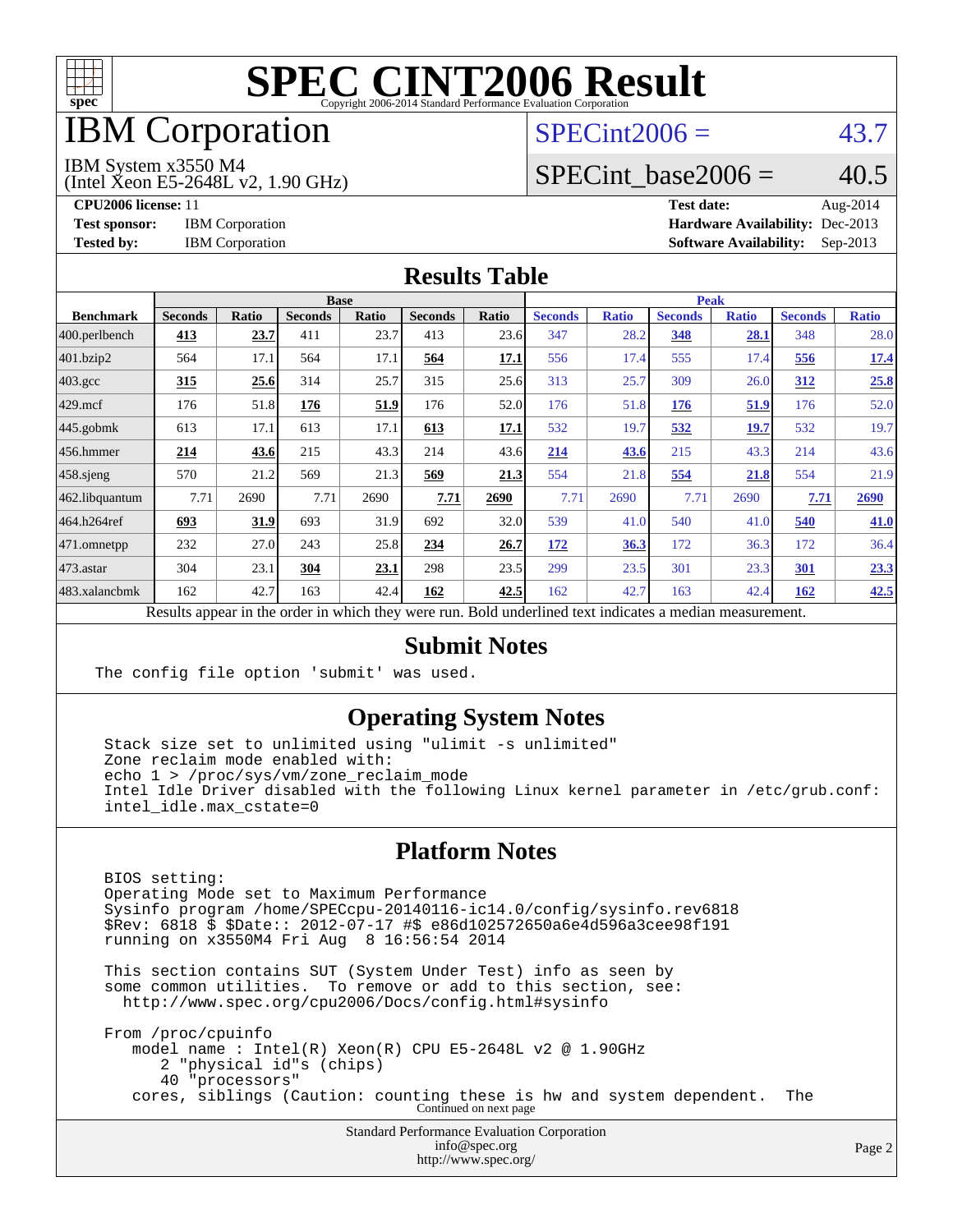# SPEC CINT2006 Result

Copyright 2006-2014 Standard Performance Evaluation Corporation

# IBM Corporation

IBM System x3550 M4
(Intel Xeon E5-2648L v2, 1.90 GHz)

SPECint2006 = 43.7

SPECint_base2006 = 40.5

**CPU2006 license:** 11
**Test sponsor:** IBM Corporation
**Tested by:** IBM Corporation

**Test date:** Aug-2014
**Hardware Availability:** Dec-2013
**Software Availability:** Sep-2013

## Results Table

| | Base | | | | | | Peak | | | | | |
|---|---|---|---|---|---|---|---|---|---|---|---|---|
| **Benchmark** | **Seconds** | **Ratio** | **Seconds** | **Ratio** | **Seconds** | **Ratio** | **Seconds** | **Ratio** | **Seconds** | **Ratio** | **Seconds** | **Ratio** |
| 400.perlbench | **413** | **23.7** | 411 | 23.7 | 413 | 23.6 | 347 | 28.2 | **348** | **28.1** | 348 | 28.0 |
| 401.bzip2 | 564 | 17.1 | 564 | 17.1 | **564** | **17.1** | 556 | 17.4 | 555 | 17.4 | **556** | **17.4** |
| 403.gcc | **315** | **25.6** | 314 | 25.7 | 315 | 25.6 | 313 | 25.7 | 309 | 26.0 | **312** | **25.8** |
| 429.mcf | 176 | 51.8 | **176** | **51.9** | 176 | 52.0 | 176 | 51.8 | **176** | **51.9** | 176 | 52.0 |
| 445.gobmk | 613 | 17.1 | 613 | 17.1 | **613** | **17.1** | 532 | 19.7 | **532** | **19.7** | 532 | 19.7 |
| 456.hmmer | **214** | **43.6** | 215 | 43.3 | 214 | 43.6 | **214** | **43.6** | 215 | 43.3 | 214 | 43.6 |
| 458.sjeng | 570 | 21.2 | 569 | 21.3 | **569** | **21.3** | 554 | 21.8 | **554** | **21.8** | 554 | 21.9 |
| 462.libquantum | 7.71 | 2690 | 7.71 | 2690 | **7.71** | **2690** | 7.71 | 2690 | 7.71 | 2690 | **7.71** | **2690** |
| 464.h264ref | **693** | **31.9** | 693 | 31.9 | 692 | 32.0 | 539 | 41.0 | 540 | 41.0 | **540** | **41.0** |
| 471.omnetpp | 232 | 27.0 | 243 | 25.8 | **234** | **26.7** | **172** | **36.3** | 172 | 36.3 | 172 | 36.4 |
| 473.astar | 304 | 23.1 | **304** | **23.1** | 298 | 23.5 | 299 | 23.5 | 301 | 23.3 | **301** | **23.3** |
| 483.xalancbmk | 162 | 42.7 | 163 | 42.4 | **162** | **42.5** | 162 | 42.7 | 163 | 42.4 | **162** | **42.5** |

Results appear in the order in which they were run. Bold underlined text indicates a median measurement.

## Submit Notes

```
The config file option 'submit' was used.
```

## Operating System Notes

```
Stack size set to unlimited using "ulimit -s unlimited"
Zone reclaim mode enabled with:
echo 1 > /proc/sys/vm/zone_reclaim_mode
Intel Idle Driver disabled with the following Linux kernel parameter in /etc/grub.conf:
intel_idle.max_cstate=0
```

## Platform Notes

```
BIOS setting:
Operating Mode set to Maximum Performance
Sysinfo program /home/SPECcpu-20140116-ic14.0/config/sysinfo.rev6818
$Rev: 6818 $ $Date:: 2012-07-17 #$ e86d102572650a6e4d596a3cee98f191
running on x3550M4 Fri Aug  8 16:56:54 2014

This section contains SUT (System Under Test) info as seen by
some common utilities.  To remove or add to this section, see:
  http://www.spec.org/cpu2006/Docs/config.html#sysinfo

From /proc/cpuinfo
    model name : Intel(R) Xeon(R) CPU E5-2648L v2 @ 1.90GHz
       2 "physical id"s (chips)
       40 "processors"
    cores, siblings (Caution: counting these is hw and system dependent.  The
```

Continued on next page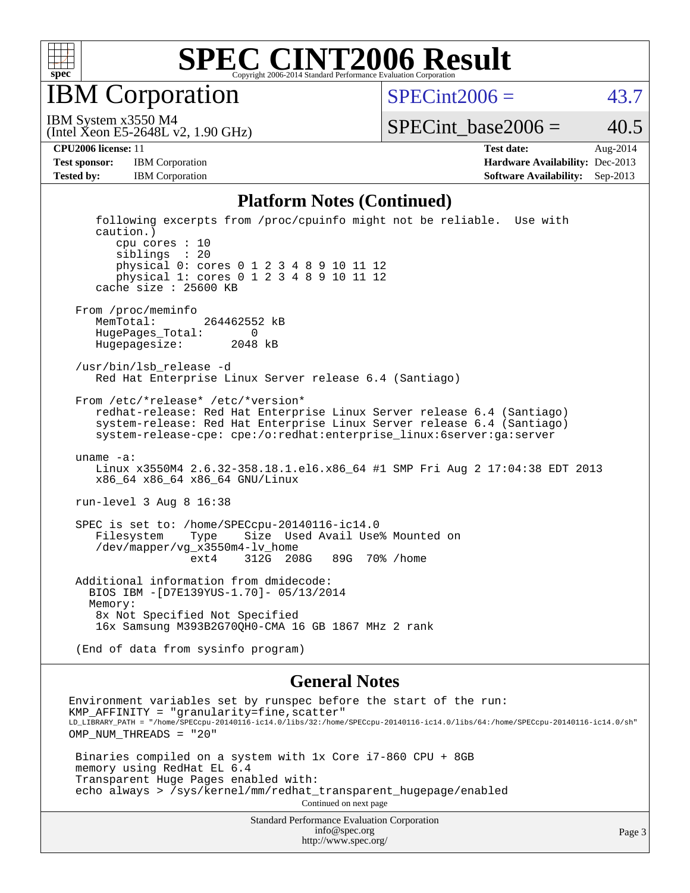# SPEC CINT2006 Result

Copyright 2006-2014 Standard Performance Evaluation Corporation

## IBM Corporation

IBM System x3550 M4
(Intel Xeon E5-2648L v2, 1.90 GHz)

SPECint2006 = 43.7

SPECint_base2006 = 40.5

**CPU2006 license:** 11
**Test sponsor:** IBM Corporation
**Tested by:** IBM Corporation

**Test date:** Aug-2014
**Hardware Availability:** Dec-2013
**Software Availability:** Sep-2013

### Platform Notes (Continued)

```
    following excerpts from /proc/cpuinfo might not be reliable.  Use with
    caution.)
       cpu cores : 10
       siblings  : 20
       physical 0: cores 0 1 2 3 4 8 9 10 11 12
       physical 1: cores 0 1 2 3 4 8 9 10 11 12
    cache size : 25600 KB

 From /proc/meminfo
    MemTotal:       264462552 kB
    HugePages_Total:       0
    Hugepagesize:       2048 kB

 /usr/bin/lsb_release -d
    Red Hat Enterprise Linux Server release 6.4 (Santiago)

 From /etc/*release* /etc/*version*
    redhat-release: Red Hat Enterprise Linux Server release 6.4 (Santiago)
    system-release: Red Hat Enterprise Linux Server release 6.4 (Santiago)
    system-release-cpe: cpe:/o:redhat:enterprise_linux:6server:ga:server

 uname -a:
    Linux x3550M4 2.6.32-358.18.1.el6.x86_64 #1 SMP Fri Aug 2 17:04:38 EDT 2013
    x86_64 x86_64 x86_64 GNU/Linux

 run-level 3 Aug 8 16:38

 SPEC is set to: /home/SPECcpu-20140116-ic14.0
    Filesystem    Type    Size  Used Avail Use% Mounted on
    /dev/mapper/vg_x3550m4-lv_home
                  ext4    312G  208G   89G  70% /home

 Additional information from dmidecode:
   BIOS IBM -[D7E139YUS-1.70]- 05/13/2014
   Memory:
    8x Not Specified Not Specified
    16x Samsung M393B2G70QH0-CMA 16 GB 1867 MHz 2 rank

 (End of data from sysinfo program)
```

### General Notes

```
Environment variables set by runspec before the start of the run:
KMP_AFFINITY = "granularity=fine,scatter"
LD_LIBRARY_PATH = "/home/SPECcpu-20140116-ic14.0/libs/32:/home/SPECcpu-20140116-ic14.0/libs/64:/home/SPECcpu-20140116-ic14.0/sh"
OMP_NUM_THREADS = "20"

 Binaries compiled on a system with 1x Core i7-860 CPU + 8GB
 memory using RedHat EL 6.4
 Transparent Huge Pages enabled with:
 echo always > /sys/kernel/mm/redhat_transparent_hugepage/enabled
```

Continued on next page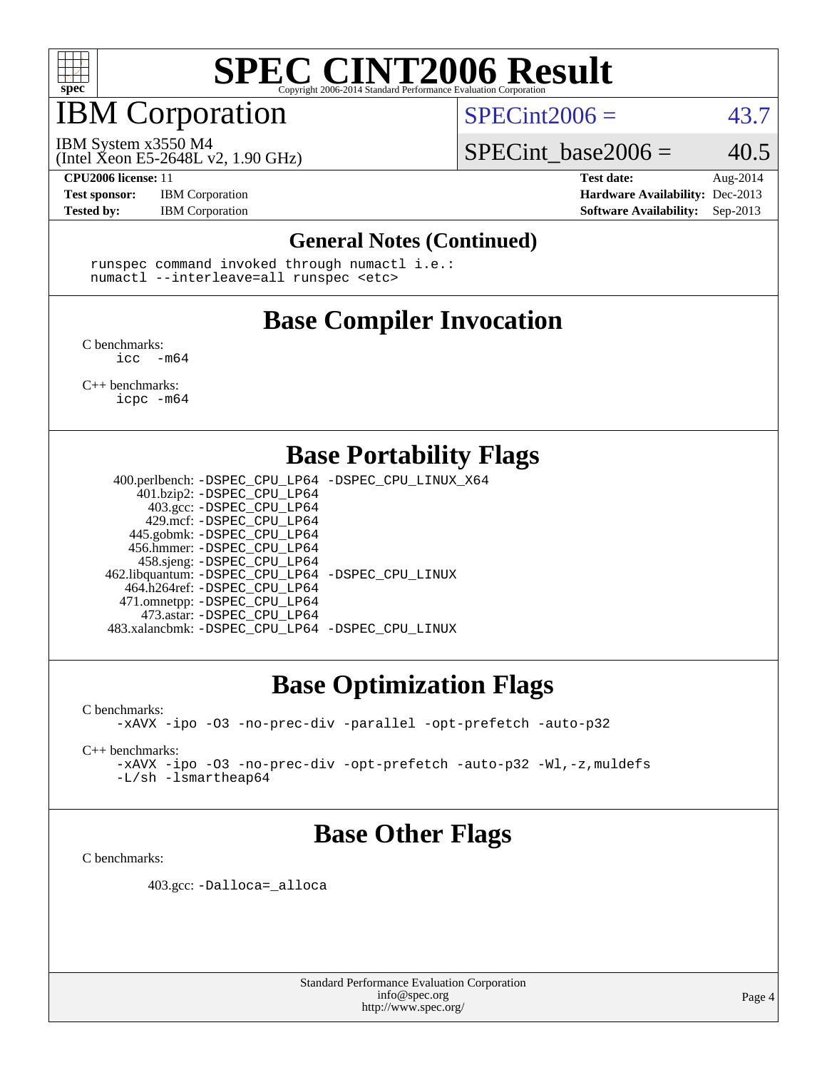# SPEC CINT2006 Result

Copyright 2006-2014 Standard Performance Evaluation Corporation

## IBM Corporation

IBM System x3550 M4
(Intel Xeon E5-2648L v2, 1.90 GHz)

SPECint2006 = 43.7

SPECint_base2006 = 40.5

**CPU2006 license:** 11
**Test sponsor:** IBM Corporation
**Tested by:** IBM Corporation

**Test date:** Aug-2014
**Hardware Availability:** Dec-2013
**Software Availability:** Sep-2013

### General Notes (Continued)

```
runspec command invoked through numactl i.e.:
numactl --interleave=all runspec <etc>
```

## Base Compiler Invocation

C benchmarks:
```
icc  -m64
```

C++ benchmarks:
```
icpc -m64
```

## Base Portability Flags

```
 400.perlbench: -DSPEC_CPU_LP64 -DSPEC_CPU_LINUX_X64
     401.bzip2: -DSPEC_CPU_LP64
       403.gcc: -DSPEC_CPU_LP64
       429.mcf: -DSPEC_CPU_LP64
    445.gobmk: -DSPEC_CPU_LP64
    456.hmmer: -DSPEC_CPU_LP64
    458.sjeng: -DSPEC_CPU_LP64
462.libquantum: -DSPEC_CPU_LP64 -DSPEC_CPU_LINUX
  464.h264ref: -DSPEC_CPU_LP64
  471.omnetpp: -DSPEC_CPU_LP64
    473.astar: -DSPEC_CPU_LP64
483.xalancbmk: -DSPEC_CPU_LP64 -DSPEC_CPU_LINUX
```

## Base Optimization Flags

C benchmarks:
```
-xAVX -ipo -O3 -no-prec-div -parallel -opt-prefetch -auto-p32
```

C++ benchmarks:
```
-xAVX -ipo -O3 -no-prec-div -opt-prefetch -auto-p32 -Wl,-z,muldefs
-L/sh -lsmartheap64
```

## Base Other Flags

C benchmarks:

```
403.gcc: -Dalloca=_alloca
```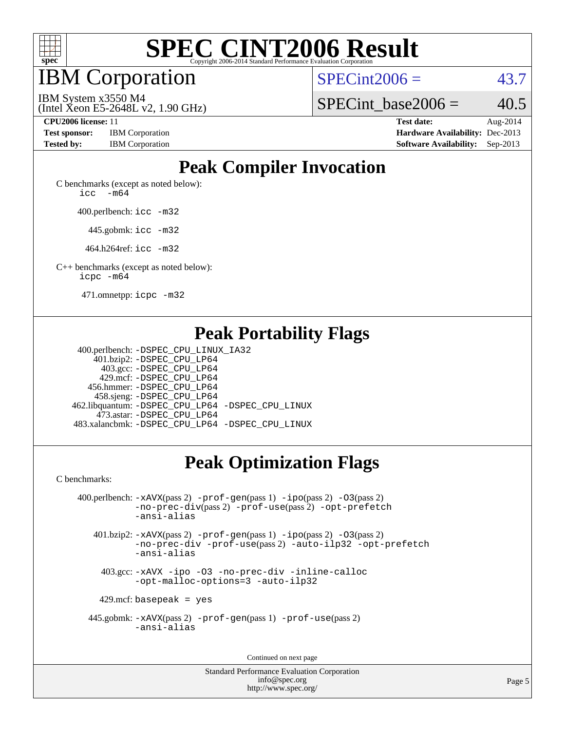# SPEC CINT2006 Result

Copyright 2006-2014 Standard Performance Evaluation Corporation

## IBM Corporation

IBM System x3550 M4
(Intel Xeon E5-2648L v2, 1.90 GHz)

SPECint2006 = 43.7

SPECint_base2006 = 40.5

**CPU2006 license:** 11
**Test sponsor:** IBM Corporation
**Tested by:** IBM Corporation

**Test date:** Aug-2014
**Hardware Availability:** Dec-2013
**Software Availability:** Sep-2013

## Peak Compiler Invocation

C benchmarks (except as noted below):
`icc -m64`

400.perlbench: `icc -m32`

445.gobmk: `icc -m32`

464.h264ref: `icc -m32`

C++ benchmarks (except as noted below):
`icpc -m64`

471.omnetpp: `icpc -m32`

## Peak Portability Flags

400.perlbench: `-DSPEC_CPU_LINUX_IA32`
401.bzip2: `-DSPEC_CPU_LP64`
403.gcc: `-DSPEC_CPU_LP64`
429.mcf: `-DSPEC_CPU_LP64`
456.hmmer: `-DSPEC_CPU_LP64`
458.sjeng: `-DSPEC_CPU_LP64`
462.libquantum: `-DSPEC_CPU_LP64 -DSPEC_CPU_LINUX`
473.astar: `-DSPEC_CPU_LP64`
483.xalancbmk: `-DSPEC_CPU_LP64 -DSPEC_CPU_LINUX`

## Peak Optimization Flags

C benchmarks:

400.perlbench: `-xAVX`(pass 2) `-prof-gen`(pass 1) `-ipo`(pass 2) `-O3`(pass 2) `-no-prec-div`(pass 2) `-prof-use`(pass 2) `-opt-prefetch` `-ansi-alias`

401.bzip2: `-xAVX`(pass 2) `-prof-gen`(pass 1) `-ipo`(pass 2) `-O3`(pass 2) `-no-prec-div` `-prof-use`(pass 2) `-auto-ilp32` `-opt-prefetch` `-ansi-alias`

403.gcc: `-xAVX -ipo -O3 -no-prec-div -inline-calloc -opt-malloc-options=3 -auto-ilp32`

429.mcf: `basepeak = yes`

445.gobmk: `-xAVX`(pass 2) `-prof-gen`(pass 1) `-prof-use`(pass 2) `-ansi-alias`

Continued on next page

Standard Performance Evaluation Corporation
info@spec.org
http://www.spec.org/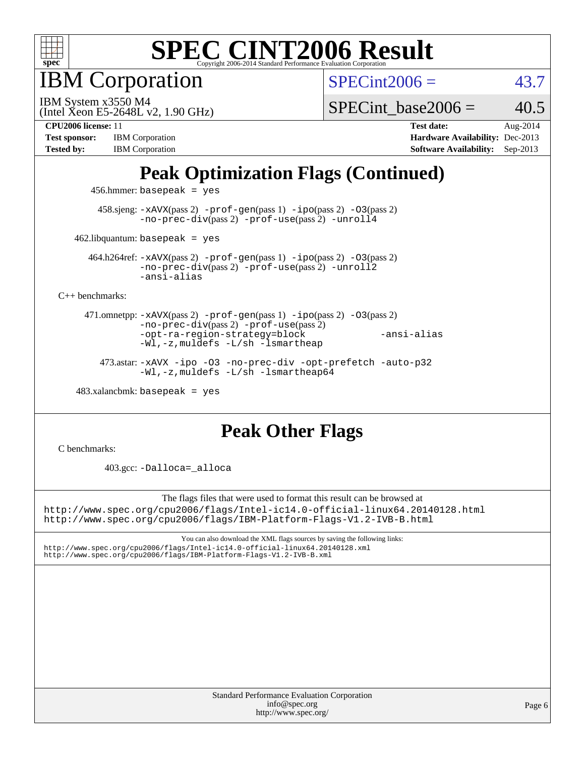# SPEC CINT2006 Result

Copyright 2006-2014 Standard Performance Evaluation Corporation

## IBM Corporation

IBM System x3550 M4
(Intel Xeon E5-2648L v2, 1.90 GHz)

SPECint2006 = 43.7

SPECint_base2006 = 40.5

**CPU2006 license:** 11
**Test sponsor:** IBM Corporation
**Tested by:** IBM Corporation

**Test date:** Aug-2014
**Hardware Availability:** Dec-2013
**Software Availability:** Sep-2013

## Peak Optimization Flags (Continued)

456.hmmer: basepeak = yes

458.sjeng: -xAVX(pass 2) -prof-gen(pass 1) -ipo(pass 2) -O3(pass 2) -no-prec-div(pass 2) -prof-use(pass 2) -unroll4

462.libquantum: basepeak = yes

464.h264ref: -xAVX(pass 2) -prof-gen(pass 1) -ipo(pass 2) -O3(pass 2) -no-prec-div(pass 2) -prof-use(pass 2) -unroll2 -ansi-alias

C++ benchmarks:

471.omnetpp: -xAVX(pass 2) -prof-gen(pass 1) -ipo(pass 2) -O3(pass 2) -no-prec-div(pass 2) -prof-use(pass 2) -opt-ra-region-strategy=block -ansi-alias -Wl,-z,muldefs -L/sh -lsmartheap

473.astar: -xAVX -ipo -O3 -no-prec-div -opt-prefetch -auto-p32 -Wl,-z,muldefs -L/sh -lsmartheap64

483.xalancbmk: basepeak = yes

## Peak Other Flags

C benchmarks:

403.gcc: -Dalloca=_alloca

The flags files that were used to format this result can be browsed at
http://www.spec.org/cpu2006/flags/Intel-ic14.0-official-linux64.20140128.html
http://www.spec.org/cpu2006/flags/IBM-Platform-Flags-V1.2-IVB-B.html

You can also download the XML flags sources by saving the following links:
http://www.spec.org/cpu2006/flags/Intel-ic14.0-official-linux64.20140128.xml
http://www.spec.org/cpu2006/flags/IBM-Platform-Flags-V1.2-IVB-B.xml

Standard Performance Evaluation Corporation
info@spec.org
http://www.spec.org/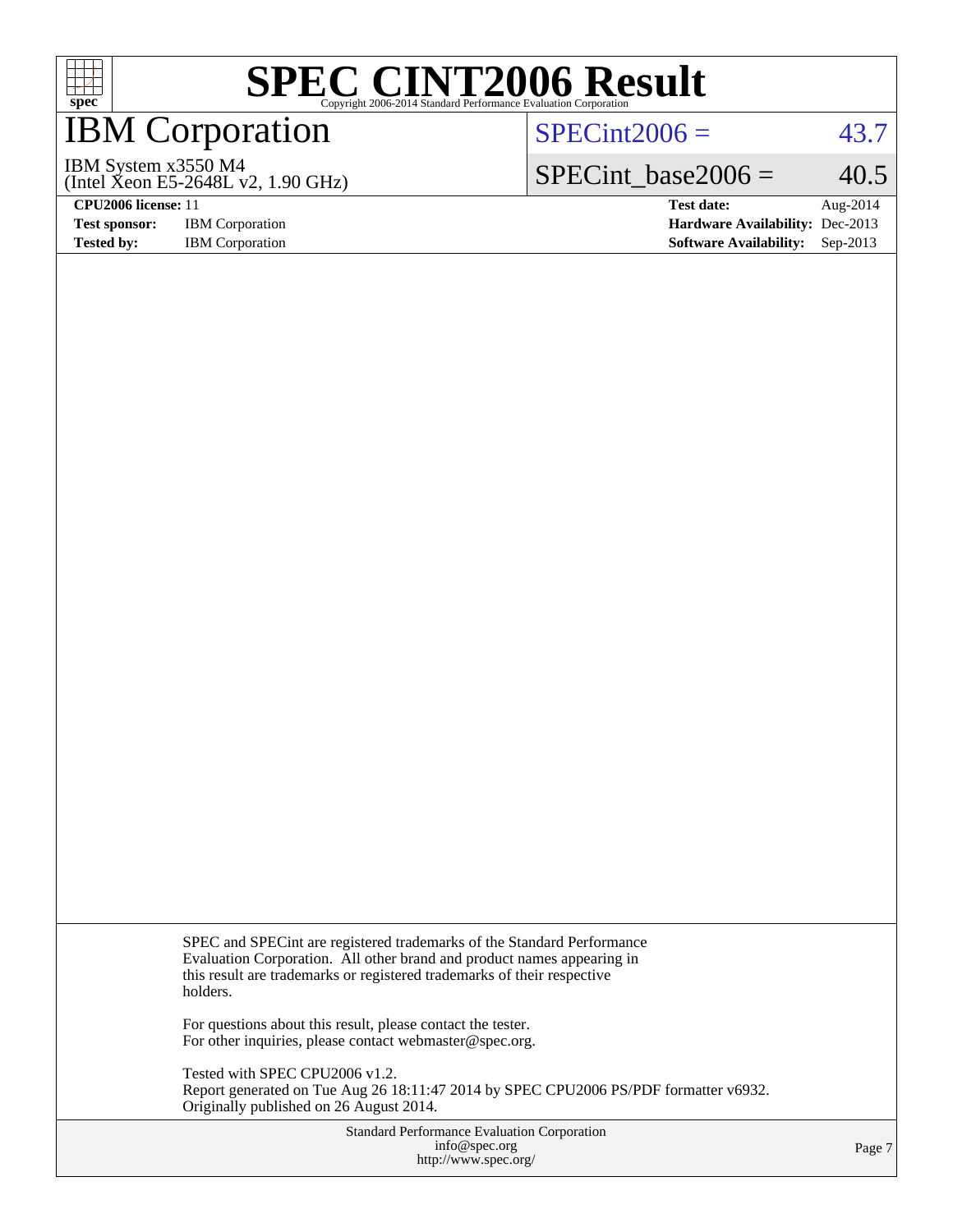# SPEC CINT2006 Result

Copyright 2006-2014 Standard Performance Evaluation Corporation

## IBM Corporation

IBM System x3550 M4
(Intel Xeon E5-2648L v2, 1.90 GHz)

SPECint2006 = 43.7

SPECint_base2006 = 40.5

| | | | |
|---|---|---|---|
| **CPU2006 license:** 11 | | **Test date:** | Aug-2014 |
| **Test sponsor:** | IBM Corporation | **Hardware Availability:** | Dec-2013 |
| **Tested by:** | IBM Corporation | **Software Availability:** | Sep-2013 |

SPEC and SPECint are registered trademarks of the Standard Performance Evaluation Corporation. All other brand and product names appearing in this result are trademarks or registered trademarks of their respective holders.

For questions about this result, please contact the tester.
For other inquiries, please contact webmaster@spec.org.

Tested with SPEC CPU2006 v1.2.
Report generated on Tue Aug 26 18:11:47 2014 by SPEC CPU2006 PS/PDF formatter v6932.
Originally published on 26 August 2014.